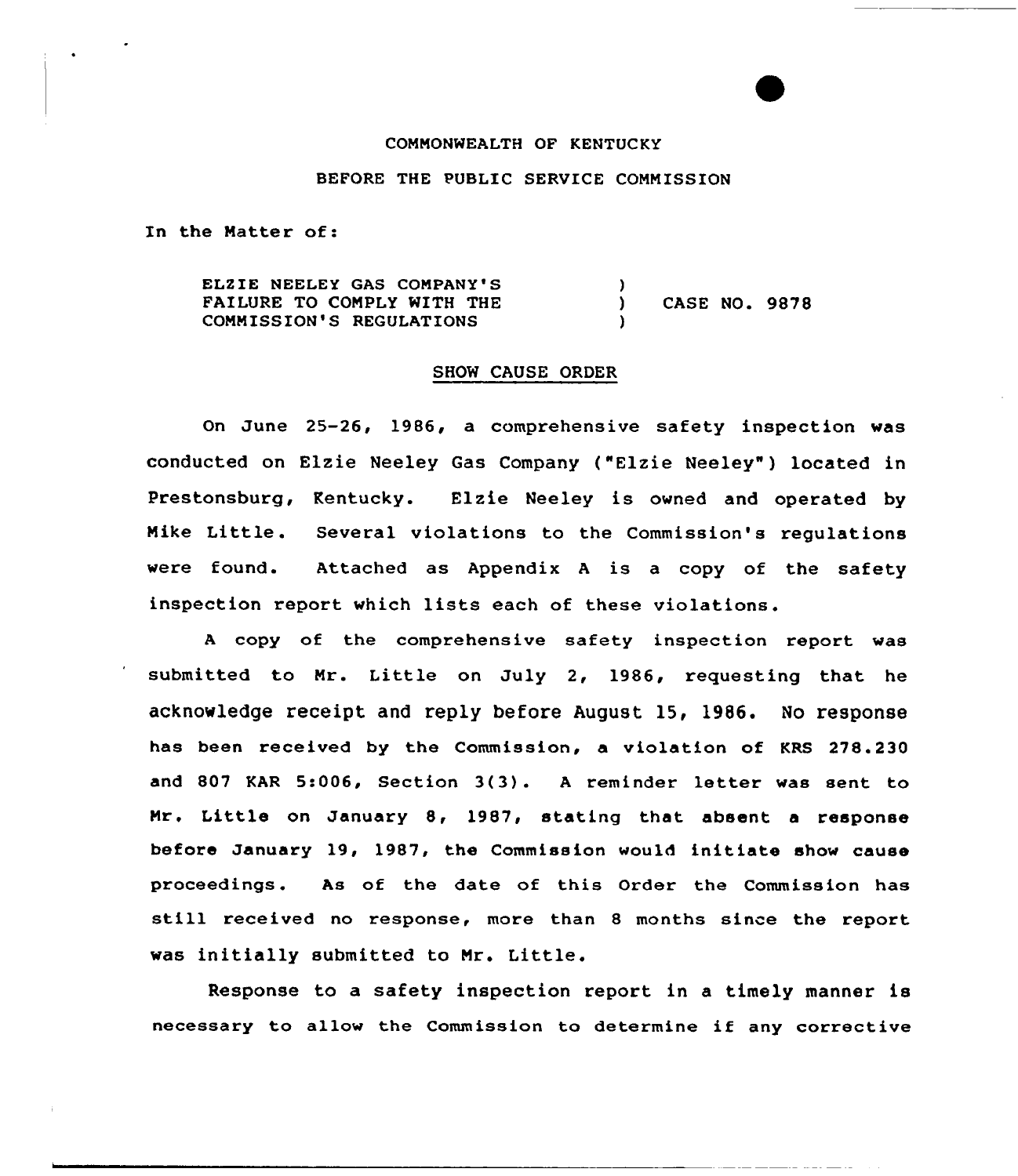COMMONWEALTH OF KENTUCKY

BEFORE THE PUBLIC SERVICE COMMISSION

In the Matter of:

ELZIE NEELEY GAS COMPANY'S FAILURE TO COMPLY WITH THE COMMISSION'S REGULATIONS ) CASE NO. 9878

## SHOW CAUSE ORDER

On June 25-26, 1986, a comprehensive safety inspection was conducted on Elzie Neeley Gas Company ("Elzie Neeley") located in Prestonsburg, Kentucky. Elzie Neeley is owned and operated by Mike Little. Several violations to the Commission's regulations were found. Attached as Appendix A is a copy of the safety inspection report which lists each of these violations.

A copy of the comprehensive safety inspection report was submitted to Mr. Little on July 2, 1986, requesting that he acknowledge receipt and reply before August 15, 1986. No response has been received by the Commission, a violation of KRS 278.230 and 807 KAR 5:006, Section 3(3). A reminder letter was sent to Mr. Little on January 8, 1987, stating that absent a response before January 19, 1987, the Commission would initiate show cause proceedings. As of the date of this Order the Commission has still received no response, more than 8 months since the report was initially submitted to Mr. Little.

Response to a safety inspection report in a timely manner is necessary to allow the Commission to determine if any corrective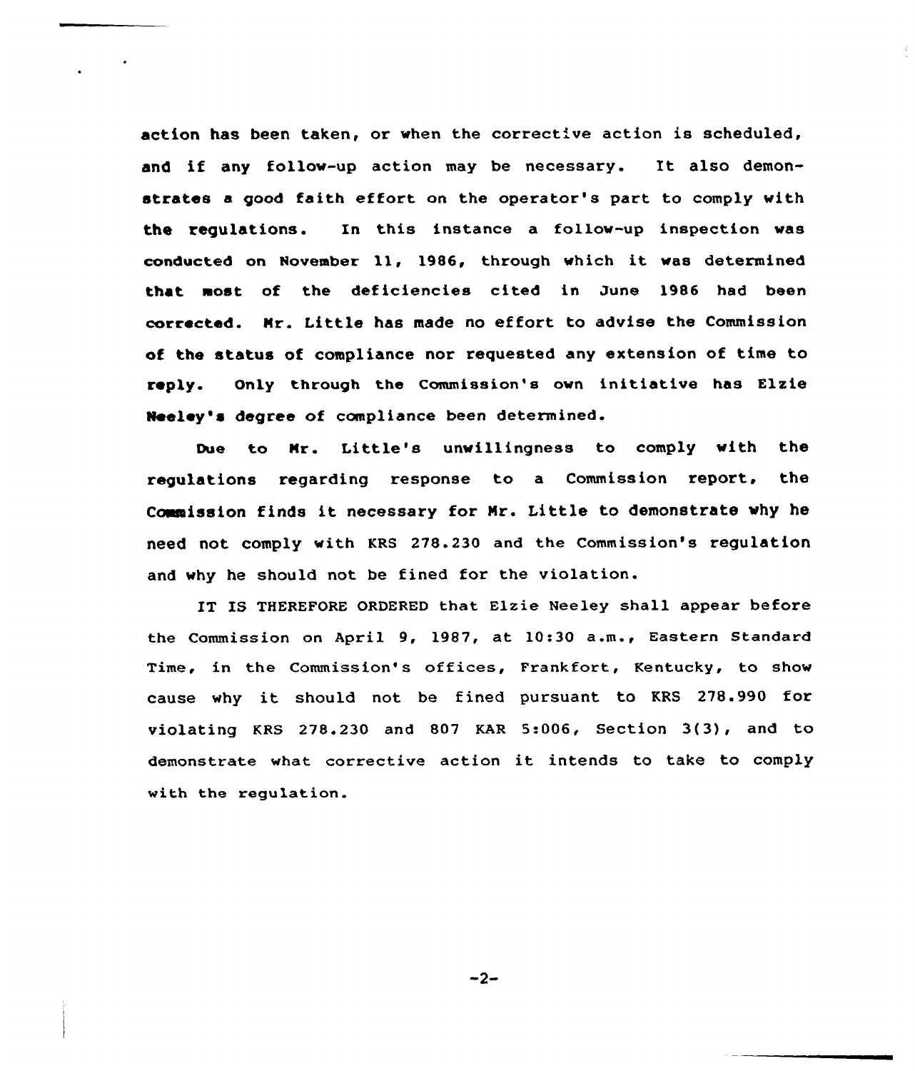action has been taken, or when the corrective action is scheduled, and if any follow-up action may be necessary. It also demonstrates a good faith effort on the operator's part to comply with the regulations. In this instance a follow-up inspection was conducted on November 11, 1986, through which it was determined that most of the deficiencies cited in June 1986 had been corrected. Mr. Little has made no effort to advise the Commission of the status of compliance nor requested any extension of time to reply. Only through the Commission's own initiative has Elzie Neeley's degree of compliance been determined.

Due to Mr. Little's unwillingness to comply with the regulations regarding response to a Commission report, the Commission finds it necessary for Mr. Little to demonstrate why he need not comply with KRS 278.230 and the Commission's regulation and why he should not be fined for the violation.

IT IS THEREFORE ORDERED that Elzie Neeley shall appear before the Commission on April 9, 1987, at 10:30 a.m., Eastern Standard Time, in the Commission's offices, Frankfort, Kentucky, to show cause why it should not be fined pursuant to KRS 278.990 for violating KRS 278.230 and 807 KAR 5:006, Section 3(3), and to demonstrate what corrective action it intends to take to comply with the regulation.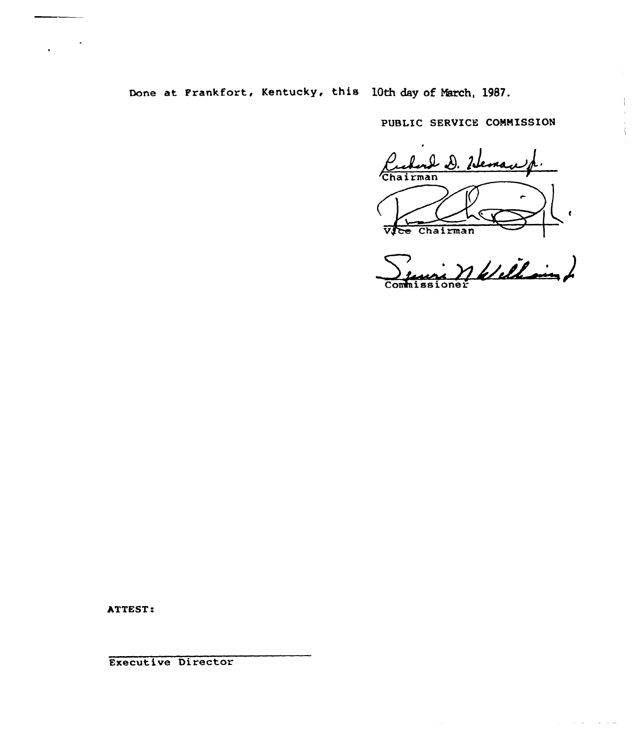Done at Frankfort, Kentucky, this 10th day of March, 1987.

PUBLIC SERVICE COMMISSION

Richard D. Heman Jr.
Chairman

Vice Chairman

Commissioner

ATTEST:

Executive Director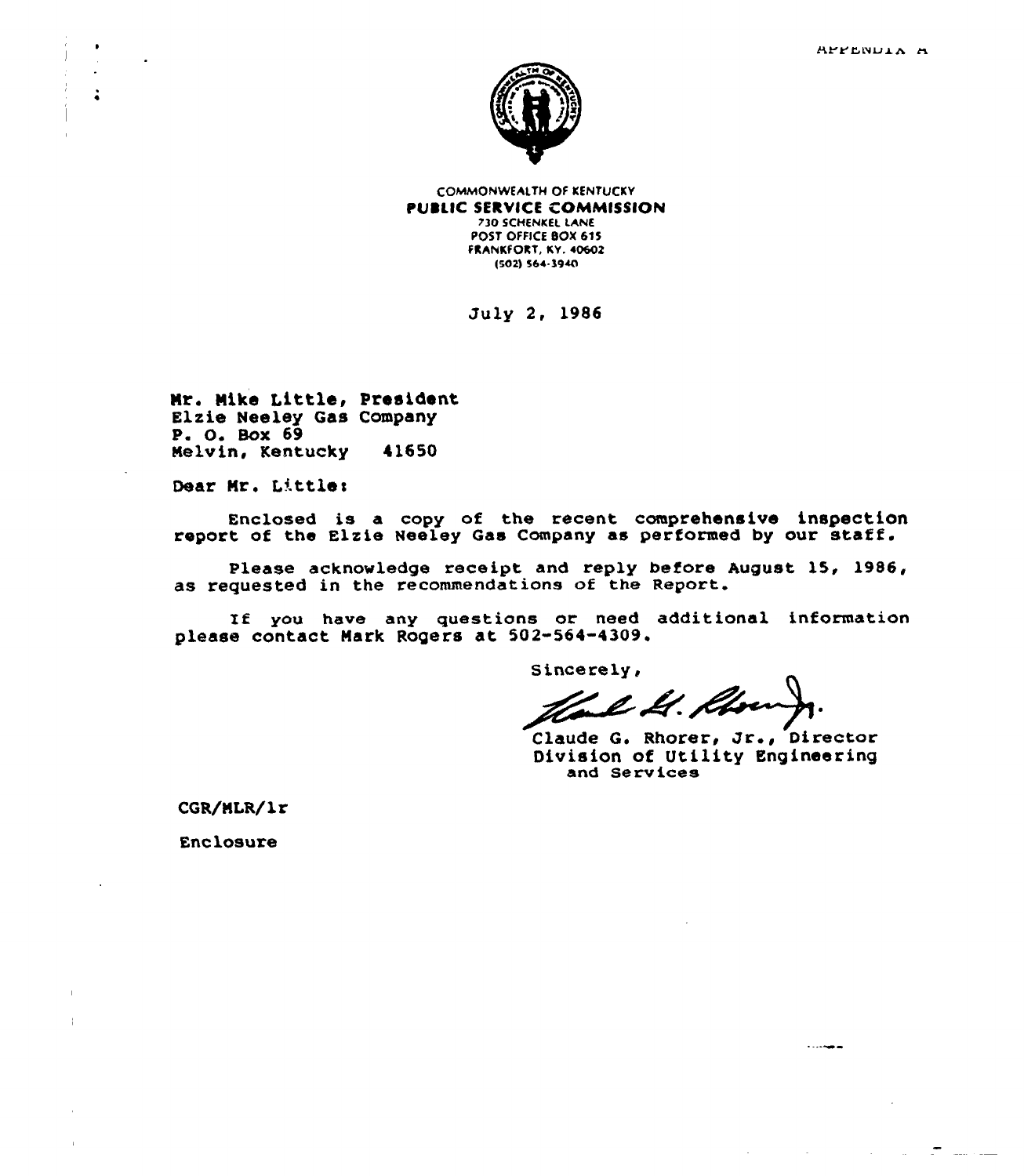APPENDIX A

COMMONWEALTH OF KENTUCKY
**PUBLIC SERVICE COMMISSION**
730 SCHENKEL LANE
POST OFFICE BOX 615
FRANKFORT, KY. 40602
(502) 564-3940

July 2, 1986

Mr. Mike Little, President
Elzie Neeley Gas Company
P. O. Box 69
Melvin, Kentucky 41650

Dear Mr. Little:

Enclosed is a copy of the recent comprehensive inspection report of the Elzie Neeley Gas Company as performed by our staff.

Please acknowledge receipt and reply before August 15, 1986, as requested in the recommendations of the Report.

If you have any questions or need additional information please contact Mark Rogers at 502-564-4309.

Sincerely,

Claude G. Rhorer, Jr., Director
Division of Utility Engineering and Services

CGR/MLR/lr

Enclosure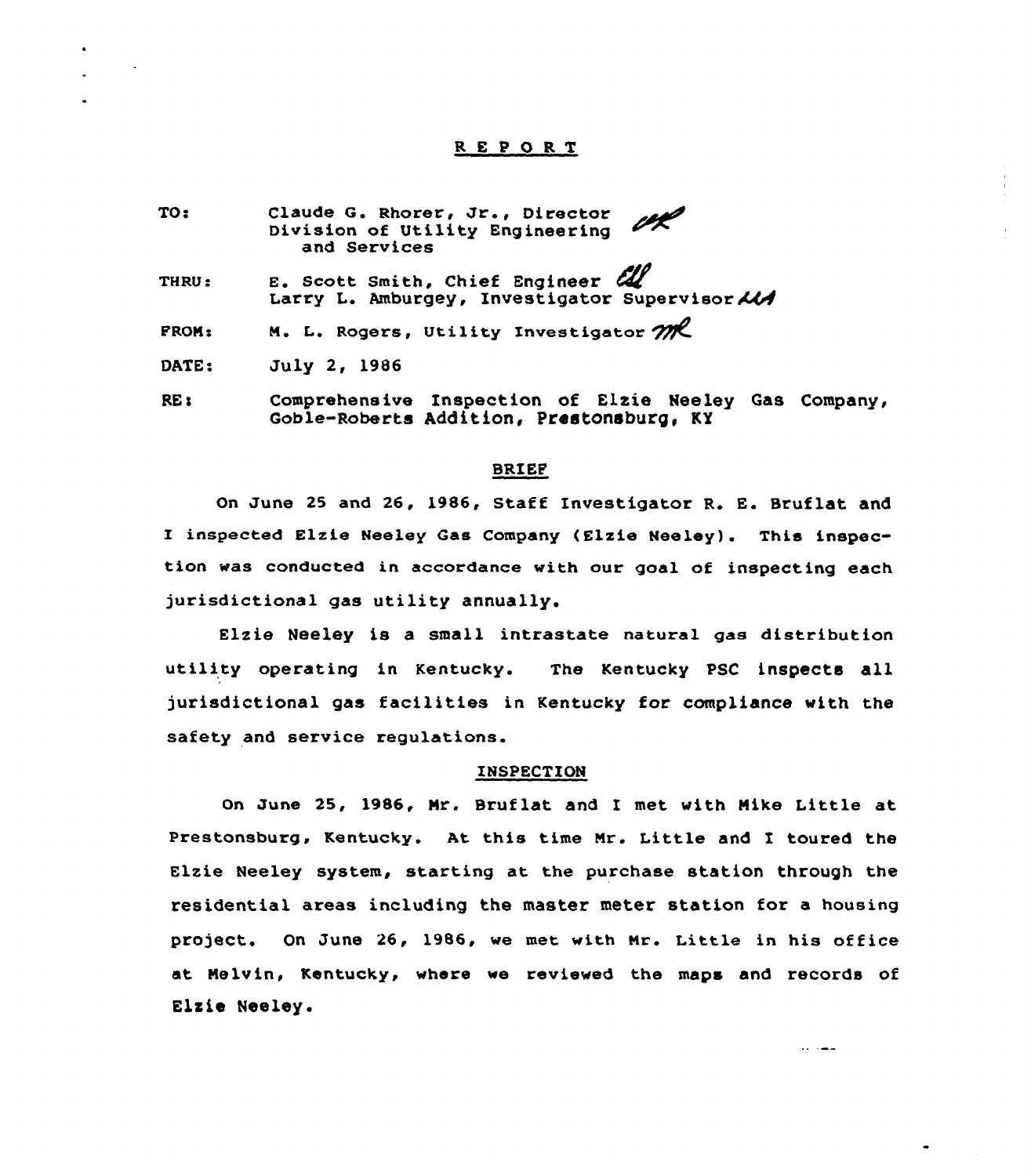# REPORT

TO: Claude G. Rhorer, Jr., Director
Division of Utility Engineering
and Services

THRU: E. Scott Smith, Chief Engineer
Larry L. Amburgey, Investigator Supervisor

FROM: M. L. Rogers, Utility Investigator

DATE: July 2, 1986

RE: Comprehensive Inspection of Elzie Neeley Gas Company, Goble-Roberts Addition, Prestonsburg, KY

## BRIEF

On June 25 and 26, 1986, Staff Investigator R. E. Bruflat and I inspected Elzie Neeley Gas Company (Elzie Neeley). This inspection was conducted in accordance with our goal of inspecting each jurisdictional gas utility annually.

Elzie Neeley is a small intrastate natural gas distribution utility operating in Kentucky. The Kentucky PSC inspects all jurisdictional gas facilities in Kentucky for compliance with the safety and service regulations.

## INSPECTION

On June 25, 1986, Mr. Bruflat and I met with Mike Little at Prestonsburg, Kentucky. At this time Mr. Little and I toured the Elzie Neeley system, starting at the purchase station through the residential areas including the master meter station for a housing project. On June 26, 1986, we met with Mr. Little in his office at Melvin, Kentucky, where we reviewed the maps and records of Elzie Neeley.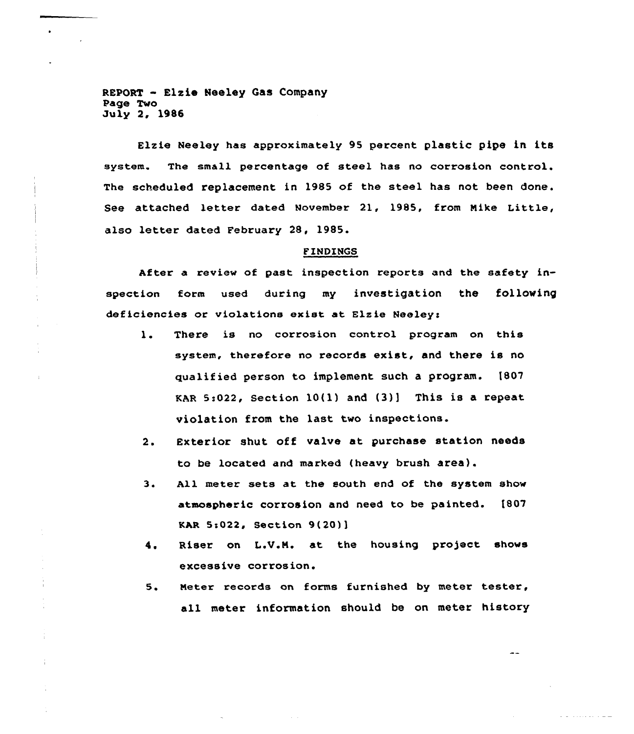REPORT - Elzie Neeley Gas Company
Page Two
July 2, 1986

Elzie Neeley has approximately 95 percent plastic pipe in its system. The small percentage of steel has no corrosion control. The scheduled replacement in 1985 of the steel has not been done. See attached letter dated November 21, 1985, from Mike Little, also letter dated February 28, 1985.

## FINDINGS

After a review of past inspection reports and the safety inspection form used during my investigation the following deficiencies or violations exist at Elzie Neeley:

1. There is no corrosion control program on this system, therefore no records exist, and there is no qualified person to implement such a program. [807 KAR 5:022, Section 10(1) and (3)] This is a repeat violation from the last two inspections.
2. Exterior shut off valve at purchase station needs to be located and marked (heavy brush area).
3. All meter sets at the south end of the system show atmospheric corrosion and need to be painted. [807 KAR 5:022, Section 9(20)]
4. Riser on L.V.M. at the housing project shows excessive corrosion.
5. Meter records on forms furnished by meter tester, all meter information should be on meter history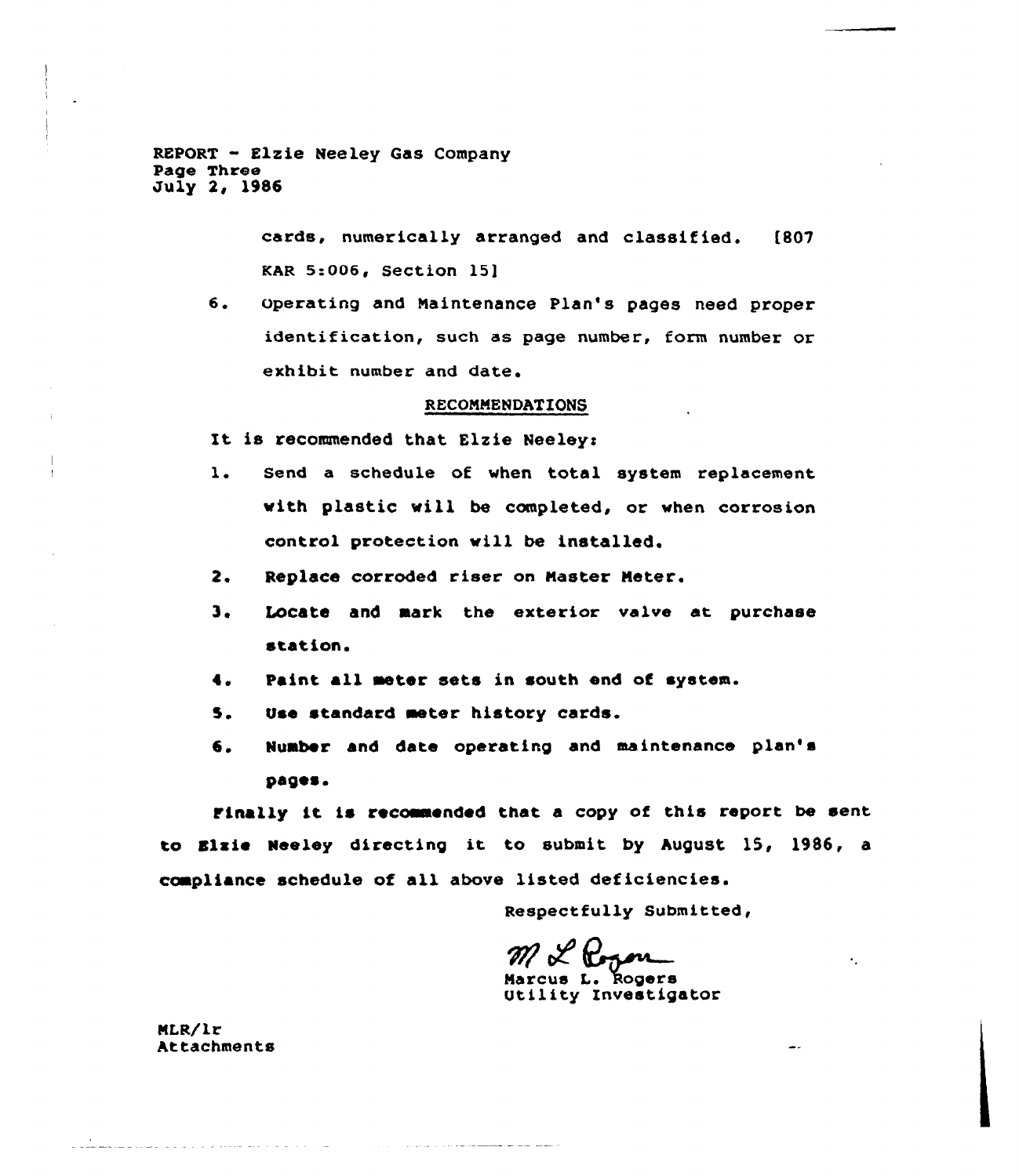cards, numerically arranged and classified. [807 KAR 5:006, Section 15]

6. Operating and Maintenance Plan's pages need proper identification, such as page number, form number or exhibit number and date.

## RECOMMENDATIONS

It is recommended that Elzie Neeley:

1. Send a schedule of when total system replacement with plastic will be completed, or when corrosion control protection will be installed.
2. Replace corroded riser on Master Meter.
3. Locate and mark the exterior valve at purchase station.
4. Paint all meter sets in south end of system.
5. Use standard meter history cards.
6. Number and date operating and maintenance plan's pages.

Finally it is recommended that a copy of this report be sent to Elzie Neeley directing it to submit by August 15, 1986, a compliance schedule of all above listed deficiencies.

Respectfully Submitted,

M L Rogers
Marcus L. Rogers
Utility Investigator

MLR/lr
Attachments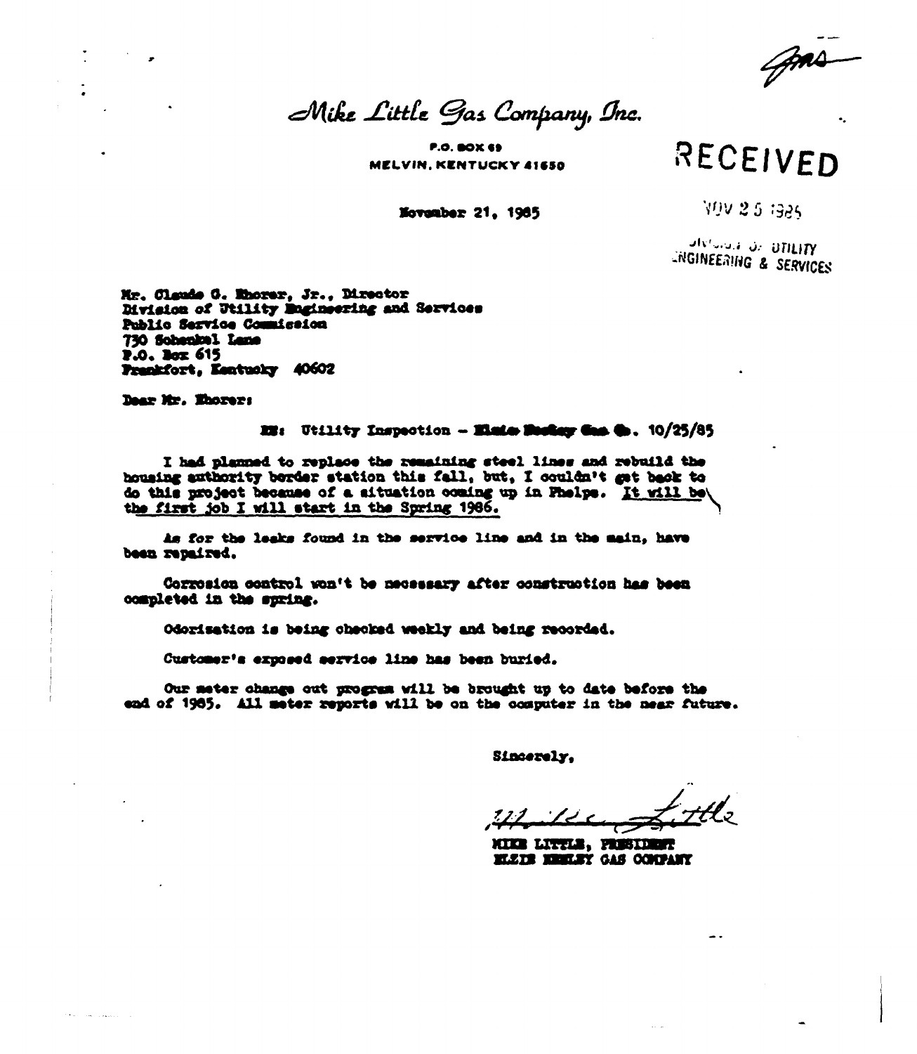Mike Little Gas Company, Inc.

P.O. BOX 69
MELVIN, KENTUCKY 41650

November 21, 1985

RECEIVED

NOV 25 1985

DIVISION OF UTILITY
ENGINEERING & SERVICES

Mr. Claude G. Rhorer, Jr., Director
Division of Utility Engineering and Services
Public Service Commission
730 Schenkel Lane
P.O. Box 615
Frankfort, Kentucky 40602

Dear Mr. Rhorer:

RE: Utility Inspection - Elzie Neeley Gas Co. 10/25/85

I had planned to replace the remaining steel lines and rebuild the housing authority border station this fall, but, I couldn't get back to do this project because of a situation coming up in Phelps. It will be the first job I will start in the Spring 1986.

As for the leaks found in the service line and in the main, have been repaired.

Corrosion control won't be necessary after construction has been completed in the spring.

Odorization is being checked weekly and being recorded.

Customer's exposed service line has been buried.

Our meter change out program will be brought up to date before the end of 1985. All meter reports will be on the computer in the near future.

Sincerely,

Mike Little

MIKE LITTLE, PRESIDENT
ELZIE NEELEY GAS COMPANY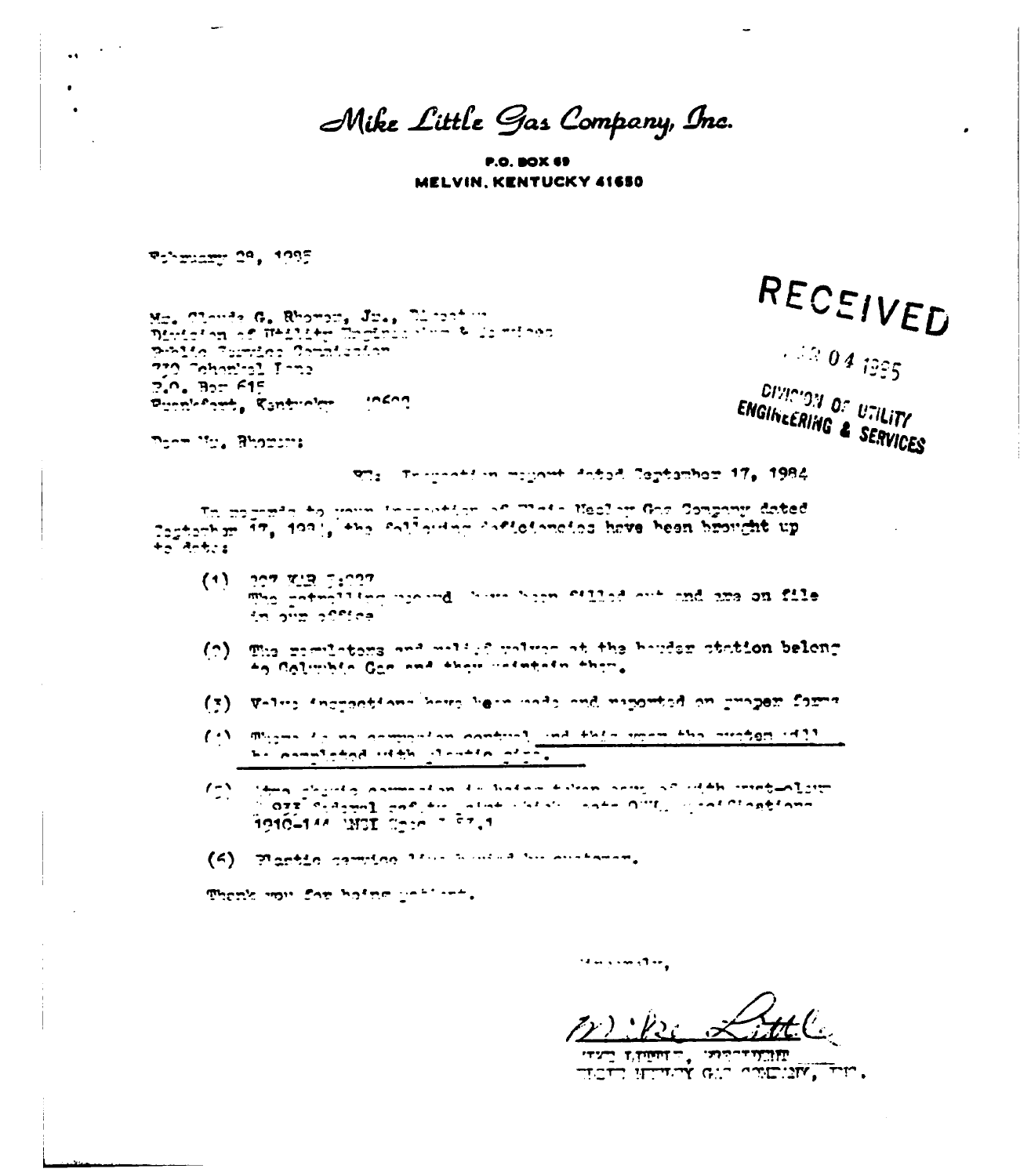*Mike Little Gas Company, Inc.*

**P.O. BOX 69**
**MELVIN, KENTUCKY 41650**

February 28, 1985

RECEIVED

MAR 04 1985

DIVISION OF UTILITY ENGINEERING & SERVICES

Mr. Claude G. Rhorer, Jr., Director
Division of Utility Engineering & Services
Public Service Commission
730 Schenkel Lane
P.O. Box 615
Frankfort, Kentucky 40602

Dear Mr. Rhorer:

RE: Inspection report dated September 17, 1984

In regards to your inspection of Mike Little Gas Company dated September 17, 1984, the following deficiencies have been brought up to date:

(1) 807 KAR 5:027
The patrolling record have been filled out and are on file in our office.

(2) The regulators and relief valves at the header station belong to Columbia Gas and they maintain them.

(3) Valve inspections have been made and reported on proper forms.

(4) There is no corrosion control and this year the system will be completed with plastic pipe.

(5) Some chronic corrosion is being taken care of with rust-oleum 0 OZI federal safety paint which meets OSHA specifications 1910-144 ANSI Code Z 53.1

(6) Plastic service line buried by customer.

Thank you for being patient.

Sincerely,

Mike Little

MIKE LITTLE, PRESIDENT
MIKE LITTLE GAS COMPANY, INC.